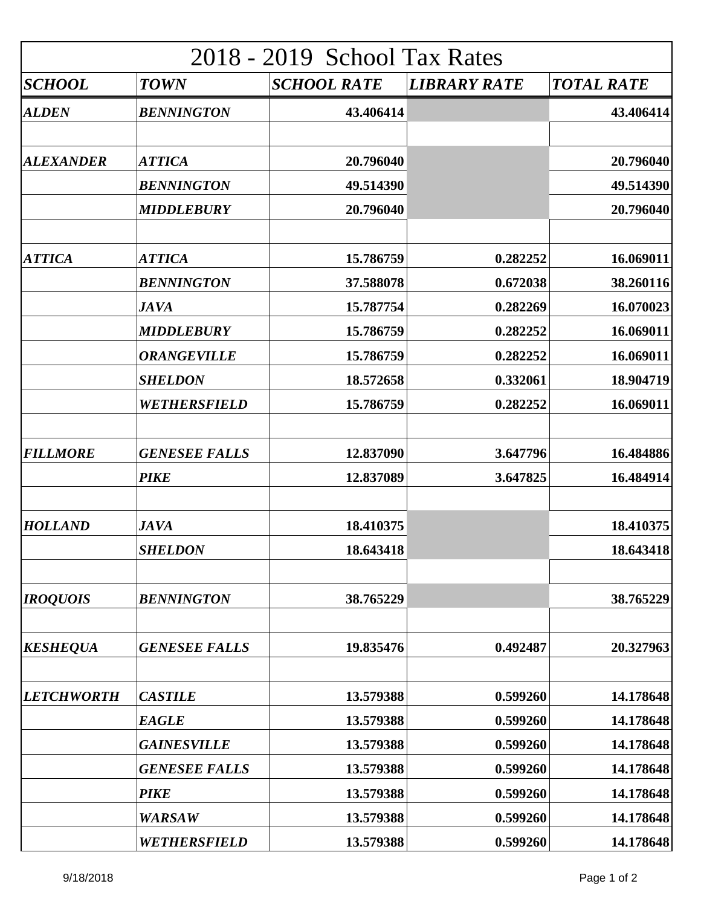# 2018 - 2019 School Tax Rates

| SCHOOL | TOWN | SCHOOL RATE | LIBRARY RATE | TOTAL RATE |
|---|---|---|---|---|
| ***ALDEN*** | ***BENNINGTON*** | **43.406414** | | **43.406414** |
| | | | | |
| ***ALEXANDER*** | ***ATTICA*** | **20.796040** | | **20.796040** |
| | ***BENNINGTON*** | **49.514390** | | **49.514390** |
| | ***MIDDLEBURY*** | **20.796040** | | **20.796040** |
| | | | | |
| ***ATTICA*** | ***ATTICA*** | **15.786759** | **0.282252** | **16.069011** |
| | ***BENNINGTON*** | **37.588078** | **0.672038** | **38.260116** |
| | ***JAVA*** | **15.787754** | **0.282269** | **16.070023** |
| | ***MIDDLEBURY*** | **15.786759** | **0.282252** | **16.069011** |
| | ***ORANGEVILLE*** | **15.786759** | **0.282252** | **16.069011** |
| | ***SHELDON*** | **18.572658** | **0.332061** | **18.904719** |
| | ***WETHERSFIELD*** | **15.786759** | **0.282252** | **16.069011** |
| | | | | |
| ***FILLMORE*** | ***GENESEE FALLS*** | **12.837090** | **3.647796** | **16.484886** |
| | ***PIKE*** | **12.837089** | **3.647825** | **16.484914** |
| | | | | |
| ***HOLLAND*** | ***JAVA*** | **18.410375** | | **18.410375** |
| | ***SHELDON*** | **18.643418** | | **18.643418** |
| | | | | |
| ***IROQUOIS*** | ***BENNINGTON*** | **38.765229** | | **38.765229** |
| | | | | |
| ***KESHEQUA*** | ***GENESEE FALLS*** | **19.835476** | **0.492487** | **20.327963** |
| | | | | |
| ***LETCHWORTH*** | ***CASTILE*** | **13.579388** | **0.599260** | **14.178648** |
| | ***EAGLE*** | **13.579388** | **0.599260** | **14.178648** |
| | ***GAINESVILLE*** | **13.579388** | **0.599260** | **14.178648** |
| | ***GENESEE FALLS*** | **13.579388** | **0.599260** | **14.178648** |
| | ***PIKE*** | **13.579388** | **0.599260** | **14.178648** |
| | ***WARSAW*** | **13.579388** | **0.599260** | **14.178648** |
| | ***WETHERSFIELD*** | **13.579388** | **0.599260** | **14.178648** |

9/18/2018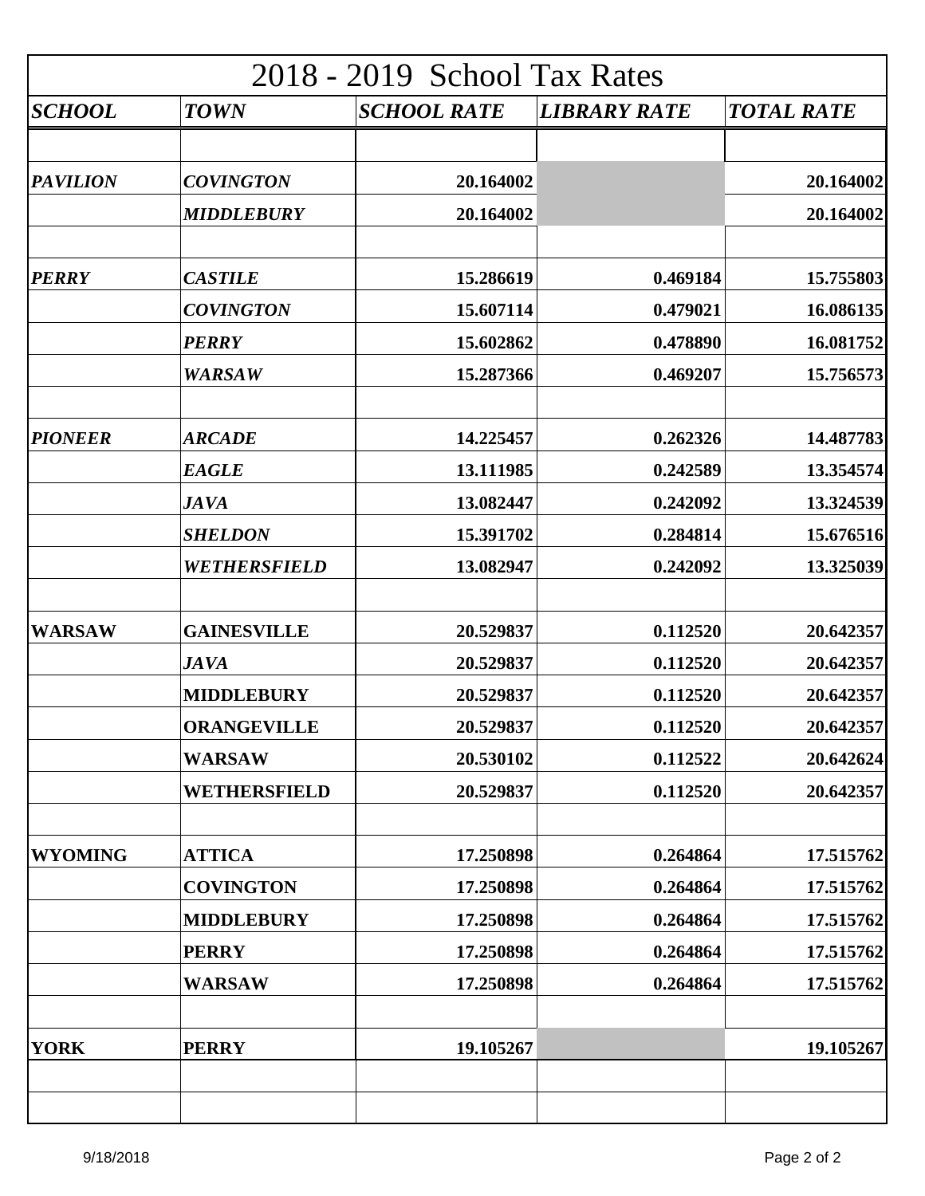| 2018 - 2019 School Tax Rates | | | | |
|---|---|---|---|---|
| ***SCHOOL*** | ***TOWN*** | ***SCHOOL RATE*** | ***LIBRARY RATE*** | ***TOTAL RATE*** |
| | | | | |
| ***PAVILION*** | ***COVINGTON*** | **20.164002** | | **20.164002** |
| | ***MIDDLEBURY*** | **20.164002** | | **20.164002** |
| | | | | |
| ***PERRY*** | ***CASTILE*** | **15.286619** | **0.469184** | **15.755803** |
| | ***COVINGTON*** | **15.607114** | **0.479021** | **16.086135** |
| | ***PERRY*** | **15.602862** | **0.478890** | **16.081752** |
| | ***WARSAW*** | **15.287366** | **0.469207** | **15.756573** |
| | | | | |
| ***PIONEER*** | ***ARCADE*** | **14.225457** | **0.262326** | **14.487783** |
| | ***EAGLE*** | **13.111985** | **0.242589** | **13.354574** |
| | ***JAVA*** | **13.082447** | **0.242092** | **13.324539** |
| | ***SHELDON*** | **15.391702** | **0.284814** | **15.676516** |
| | ***WETHERSFIELD*** | **13.082947** | **0.242092** | **13.325039** |
| | | | | |
| **WARSAW** | **GAINESVILLE** | **20.529837** | **0.112520** | **20.642357** |
| | ***JAVA*** | **20.529837** | **0.112520** | **20.642357** |
| | **MIDDLEBURY** | **20.529837** | **0.112520** | **20.642357** |
| | **ORANGEVILLE** | **20.529837** | **0.112520** | **20.642357** |
| | **WARSAW** | **20.530102** | **0.112522** | **20.642624** |
| | **WETHERSFIELD** | **20.529837** | **0.112520** | **20.642357** |
| | | | | |
| **WYOMING** | **ATTICA** | **17.250898** | **0.264864** | **17.515762** |
| | **COVINGTON** | **17.250898** | **0.264864** | **17.515762** |
| | **MIDDLEBURY** | **17.250898** | **0.264864** | **17.515762** |
| | **PERRY** | **17.250898** | **0.264864** | **17.515762** |
| | **WARSAW** | **17.250898** | **0.264864** | **17.515762** |
| | | | | |
| **YORK** | **PERRY** | **19.105267** | | **19.105267** |
| | | | | |
| | | | | |

9/18/2018